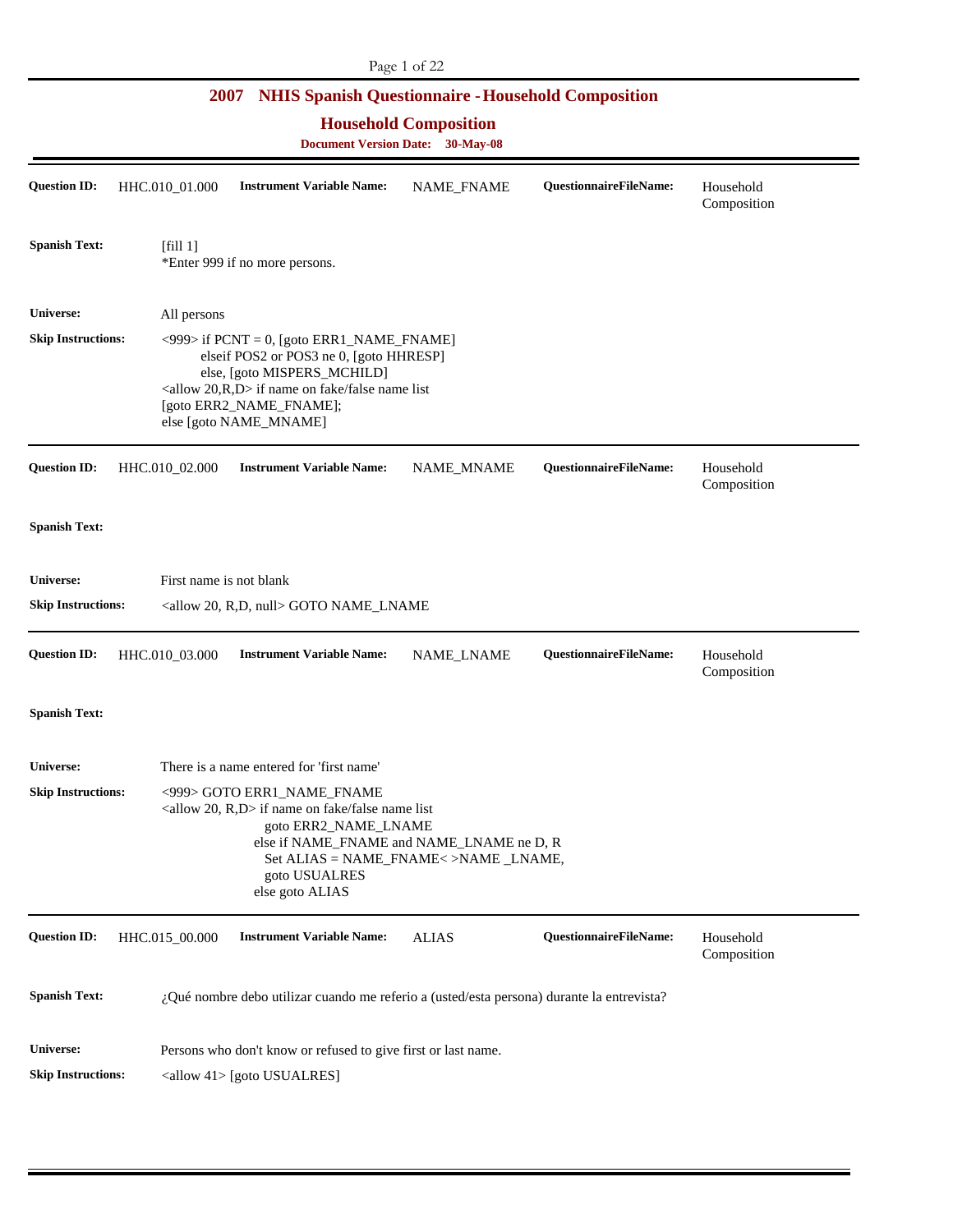# 2007 NHIS Spanish Questionnaire - Household Composition

## Household Composition

**Document Version Date: 30-May-08**

---

**Question ID:** HHC.010_01.000 **Instrument Variable Name:** NAME_FNAME **QuestionnaireFileName:** Household Composition

**Spanish Text:**

[fill 1]
*Enter 999 if no more persons.

**Universe:** All persons

**Skip Instructions:**

<999> if PCNT = 0, [goto ERR1_NAME_FNAME]
elseif POS2 or POS3 ne 0, [goto HHRESP]
else, [goto MISPERS_MCHILD]
<allow 20,R,D> if name on fake/false name list
[goto ERR2_NAME_FNAME];
else [goto NAME_MNAME]

---

**Question ID:** HHC.010_02.000 **Instrument Variable Name:** NAME_MNAME **QuestionnaireFileName:** Household Composition

**Spanish Text:**

**Universe:** First name is not blank

**Skip Instructions:** <allow 20, R,D, null> GOTO NAME_LNAME

---

**Question ID:** HHC.010_03.000 **Instrument Variable Name:** NAME_LNAME **QuestionnaireFileName:** Household Composition

**Spanish Text:**

**Universe:** There is a name entered for 'first name'

**Skip Instructions:**

<999> GOTO ERR1_NAME_FNAME
<allow 20, R,D> if name on fake/false name list
goto ERR2_NAME_LNAME
else if NAME_FNAME and NAME_LNAME ne D, R
Set ALIAS = NAME_FNAME< >NAME _LNAME,
goto USUALRES
else goto ALIAS

---

**Question ID:** HHC.015_00.000 **Instrument Variable Name:** ALIAS **QuestionnaireFileName:** Household Composition

**Spanish Text:** ¿Qué nombre debo utilizar cuando me referio a (usted/esta persona) durante la entrevista?

**Universe:** Persons who don't know or refused to give first or last name.

**Skip Instructions:** <allow 41> [goto USUALRES]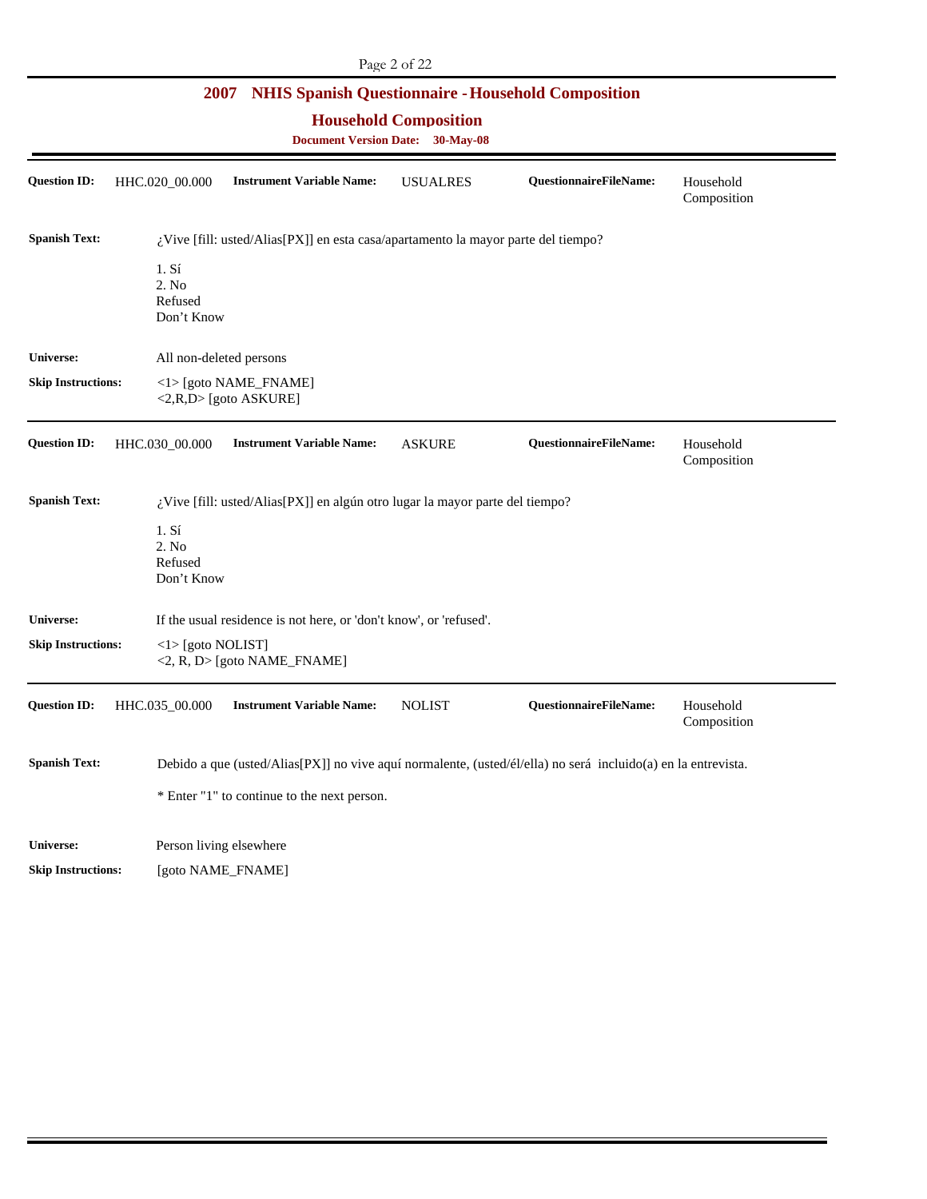## 2007 NHIS Spanish Questionnaire - Household Composition

### Household Composition

**Document Version Date: 30-May-08**

---

**Question ID:** HHC.020_00.000 **Instrument Variable Name:** USUALRES **QuestionnaireFileName:** Household Composition

**Spanish Text:** ¿Vive [fill: usted/Alias[PX]] en esta casa/apartamento la mayor parte del tiempo?

1. Sí
2. No

Refused
Don't Know

**Universe:** All non-deleted persons

**Skip Instructions:** <1> [goto NAME_FNAME]
<2,R,D> [goto ASKURE]

---

**Question ID:** HHC.030_00.000 **Instrument Variable Name:** ASKURE **QuestionnaireFileName:** Household Composition

**Spanish Text:** ¿Vive [fill: usted/Alias[PX]] en algún otro lugar la mayor parte del tiempo?

1. Sí
2. No

Refused
Don't Know

**Universe:** If the usual residence is not here, or 'don't know', or 'refused'.

**Skip Instructions:** <1> [goto NOLIST]
<2, R, D> [goto NAME_FNAME]

---

**Question ID:** HHC.035_00.000 **Instrument Variable Name:** NOLIST **QuestionnaireFileName:** Household Composition

**Spanish Text:** Debido a que (usted/Alias[PX]] no vive aquí normalente, (usted/él/ella) no será incluido(a) en la entrevista.

* Enter "1" to continue to the next person.

**Universe:** Person living elsewhere

**Skip Instructions:** [goto NAME_FNAME]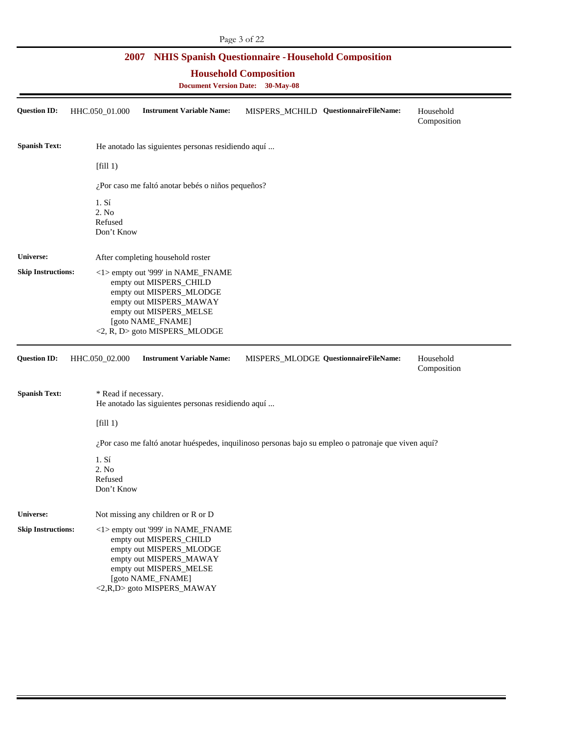## 2007 NHIS Spanish Questionnaire - Household Composition

### Household Composition

**Document Version Date: 30-May-08**

---

**Question ID:** HHC.050_01.000 **Instrument Variable Name:** MISPERS_MCHILD **QuestionnaireFileName:** Household Composition

**Spanish Text:**

He anotado las siguientes personas residiendo aquí ...

[fill 1)

¿Por caso me faltó anotar bebés o niños pequeños?

1. Sí
2. No

Refused
Don't Know

**Universe:** After completing household roster

**Skip Instructions:**

<1> empty out '999' in NAME_FNAME
empty out MISPERS_CHILD
empty out MISPERS_MLODGE
empty out MISPERS_MAWAY
empty out MISPERS_MELSE
[goto NAME_FNAME]
<2, R, D> goto MISPERS_MLODGE

---

**Question ID:** HHC.050_02.000 **Instrument Variable Name:** MISPERS_MLODGE **QuestionnaireFileName:** Household Composition

**Spanish Text:**

* Read if necessary.
He anotado las siguientes personas residiendo aquí ...

[fill 1)

¿Por caso me faltó anotar huéspedes, inquilinoso personas bajo su empleo o patronaje que viven aquí?

1. Sí
2. No

Refused
Don't Know

**Universe:** Not missing any children or R or D

**Skip Instructions:**

<1> empty out '999' in NAME_FNAME
empty out MISPERS_CHILD
empty out MISPERS_MLODGE
empty out MISPERS_MAWAY
empty out MISPERS_MELSE
[goto NAME_FNAME]
<2,R,D> goto MISPERS_MAWAY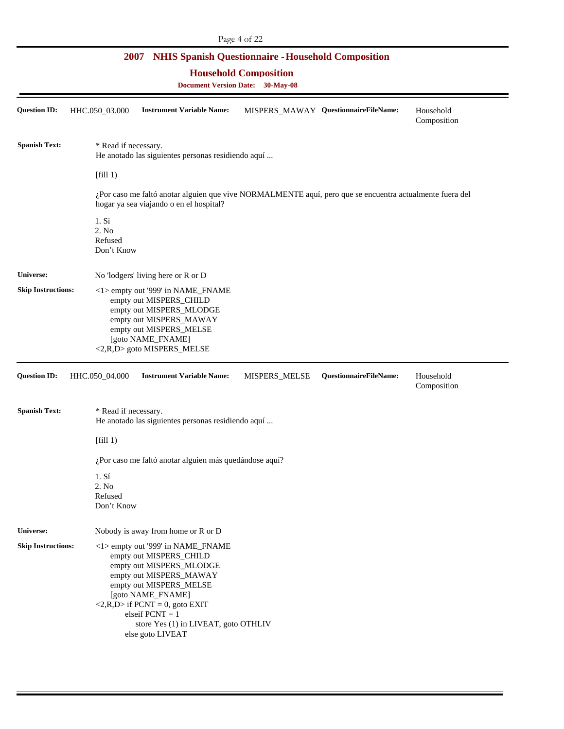# 2007 NHIS Spanish Questionnaire - Household Composition

## Household Composition

**Document Version Date: 30-May-08**

---

**Question ID:** HHC.050_03.000 **Instrument Variable Name:** MISPERS_MAWAY **QuestionnaireFileName:** Household Composition

**Spanish Text:**

* Read if necessary.
He anotado las siguientes personas residiendo aquí ...

[fill 1)

¿Por caso me faltó anotar alguien que vive NORMALMENTE aquí, pero que se encuentra actualmente fuera del hogar ya sea viajando o en el hospital?

1. Sí
2. No
Refused
Don't Know

**Universe:** No 'lodgers' living here or R or D

**Skip Instructions:**

<1> empty out '999' in NAME_FNAME
empty out MISPERS_CHILD
empty out MISPERS_MLODGE
empty out MISPERS_MAWAY
empty out MISPERS_MELSE
[goto NAME_FNAME]
<2,R,D> goto MISPERS_MELSE

---

**Question ID:** HHC.050_04.000 **Instrument Variable Name:** MISPERS_MELSE **QuestionnaireFileName:** Household Composition

**Spanish Text:**

* Read if necessary.
He anotado las siguientes personas residiendo aquí ...

[fill 1)

¿Por caso me faltó anotar alguien más quedándose aquí?

1. Sí
2. No
Refused
Don't Know

**Universe:** Nobody is away from home or R or D

**Skip Instructions:**

<1> empty out '999' in NAME_FNAME
empty out MISPERS_CHILD
empty out MISPERS_MLODGE
empty out MISPERS_MAWAY
empty out MISPERS_MELSE
[goto NAME_FNAME]
<2,R,D> if PCNT = 0, goto EXIT
elseif PCNT = 1
store Yes (1) in LIVEAT, goto OTHLIV
else goto LIVEAT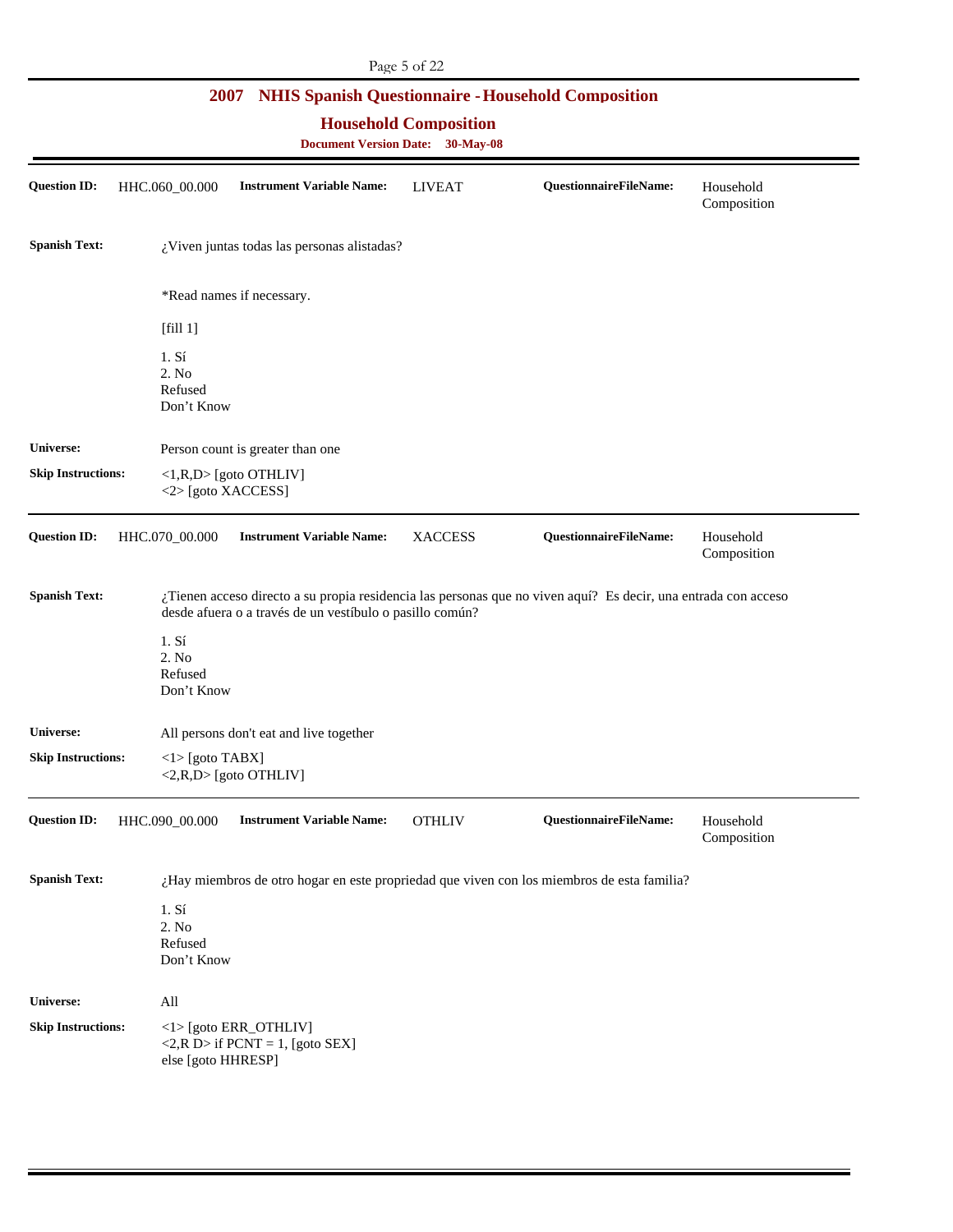## 2007 NHIS Spanish Questionnaire - Household Composition

### Household Composition

**Document Version Date: 30-May-08**

---

**Question ID:** HHC.060_00.000 **Instrument Variable Name:** LIVEAT **QuestionnaireFileName:** Household Composition

**Spanish Text:** ¿Viven juntas todas las personas alistadas?

*Read names if necessary.

[fill 1]

1. Sí
2. No

Refused
Don't Know

**Universe:** Person count is greater than one

**Skip Instructions:**
<1,R,D> [goto OTHLIV]
<2> [goto XACCESS]

---

**Question ID:** HHC.070_00.000 **Instrument Variable Name:** XACCESS **QuestionnaireFileName:** Household Composition

**Spanish Text:** ¿Tienen acceso directo a su propia residencia las personas que no viven aquí? Es decir, una entrada con acceso desde afuera o a través de un vestíbulo o pasillo común?

1. Sí
2. No

Refused
Don't Know

**Universe:** All persons don't eat and live together

**Skip Instructions:**
<1> [goto TABX]
<2,R,D> [goto OTHLIV]

---

**Question ID:** HHC.090_00.000 **Instrument Variable Name:** OTHLIV **QuestionnaireFileName:** Household Composition

**Spanish Text:** ¿Hay miembros de otro hogar en este propriedad que viven con los miembros de esta familia?

1. Sí
2. No

Refused
Don't Know

**Universe:** All

**Skip Instructions:**
<1> [goto ERR_OTHLIV]
<2,R D> if PCNT = 1, [goto SEX]
else [goto HHRESP]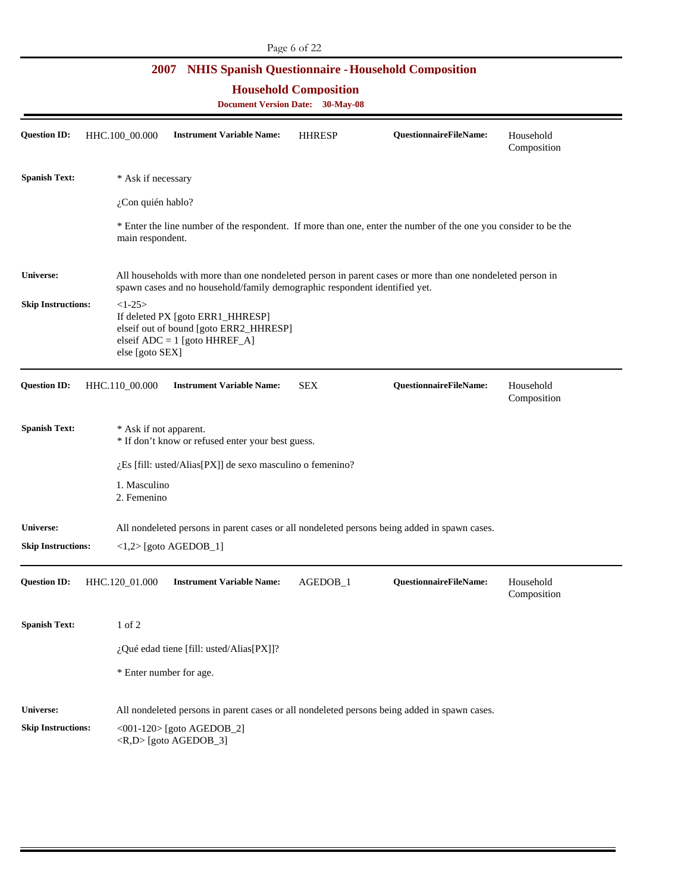# 2007 NHIS Spanish Questionnaire - Household Composition

## Household Composition

**Document Version Date: 30-May-08**

---

**Question ID:** HHC.100_00.000 **Instrument Variable Name:** HHRESP **QuestionnaireFileName:** Household Composition

**Spanish Text:**

* Ask if necessary

¿Con quién hablo?

* Enter the line number of the respondent. If more than one, enter the number of the one you consider to be the main respondent.

**Universe:** All households with more than one nondeleted person in parent cases or more than one nondeleted person in spawn cases and no household/family demographic respondent identified yet.

**Skip Instructions:**
<1-25>
If deleted PX [goto ERR1_HHRESP]
elseif out of bound [goto ERR2_HHRESP]
elseif ADC = 1 [goto HHREF_A]
else [goto SEX]

---

**Question ID:** HHC.110_00.000 **Instrument Variable Name:** SEX **QuestionnaireFileName:** Household Composition

**Spanish Text:**

* Ask if not apparent.
* If don't know or refused enter your best guess.

¿Es [fill: usted/Alias[PX]] de sexo masculino o femenino?

1. Masculino
2. Femenino

**Universe:** All nondeleted persons in parent cases or all nondeleted persons being added in spawn cases.

**Skip Instructions:** <1,2> [goto AGEDOB_1]

---

**Question ID:** HHC.120_01.000 **Instrument Variable Name:** AGEDOB_1 **QuestionnaireFileName:** Household Composition

**Spanish Text:**

1 of 2

¿Qué edad tiene [fill: usted/Alias[PX]]?

* Enter number for age.

**Universe:** All nondeleted persons in parent cases or all nondeleted persons being added in spawn cases.

**Skip Instructions:**
<001-120> [goto AGEDOB_2]
<R,D> [goto AGEDOB_3]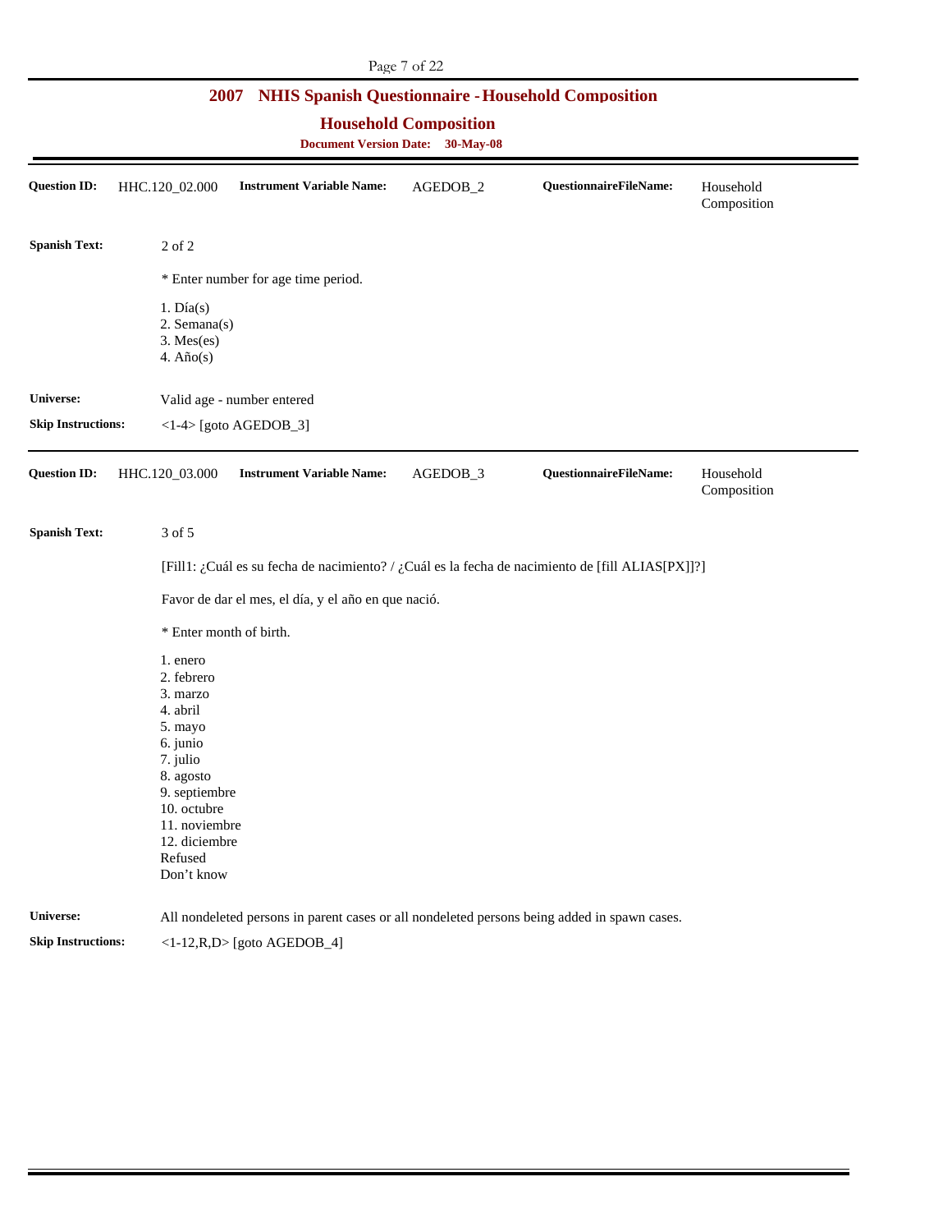# 2007 NHIS Spanish Questionnaire - Household Composition

## Household Composition

**Document Version Date: 30-May-08**

---

**Question ID:** HHC.120_02.000 **Instrument Variable Name:** AGEDOB_2 **QuestionnaireFileName:** Household Composition

**Spanish Text:**

2 of 2

* Enter number for age time period.

1. Día(s)
2. Semana(s)
3. Mes(es)
4. Año(s)

**Universe:** Valid age - number entered

**Skip Instructions:** <1-4> [goto AGEDOB_3]

---

**Question ID:** HHC.120_03.000 **Instrument Variable Name:** AGEDOB_3 **QuestionnaireFileName:** Household Composition

**Spanish Text:**

3 of 5

[Fill1: ¿Cuál es su fecha de nacimiento? / ¿Cuál es la fecha de nacimiento de [fill ALIAS[PX]]?]

Favor de dar el mes, el día, y el año en que nació.

* Enter month of birth.

1. enero
2. febrero
3. marzo
4. abril
5. mayo
6. junio
7. julio
8. agosto
9. septiembre
10. octubre
11. noviembre
12. diciembre

Refused
Don't know

**Universe:** All nondeleted persons in parent cases or all nondeleted persons being added in spawn cases.

**Skip Instructions:** <1-12,R,D> [goto AGEDOB_4]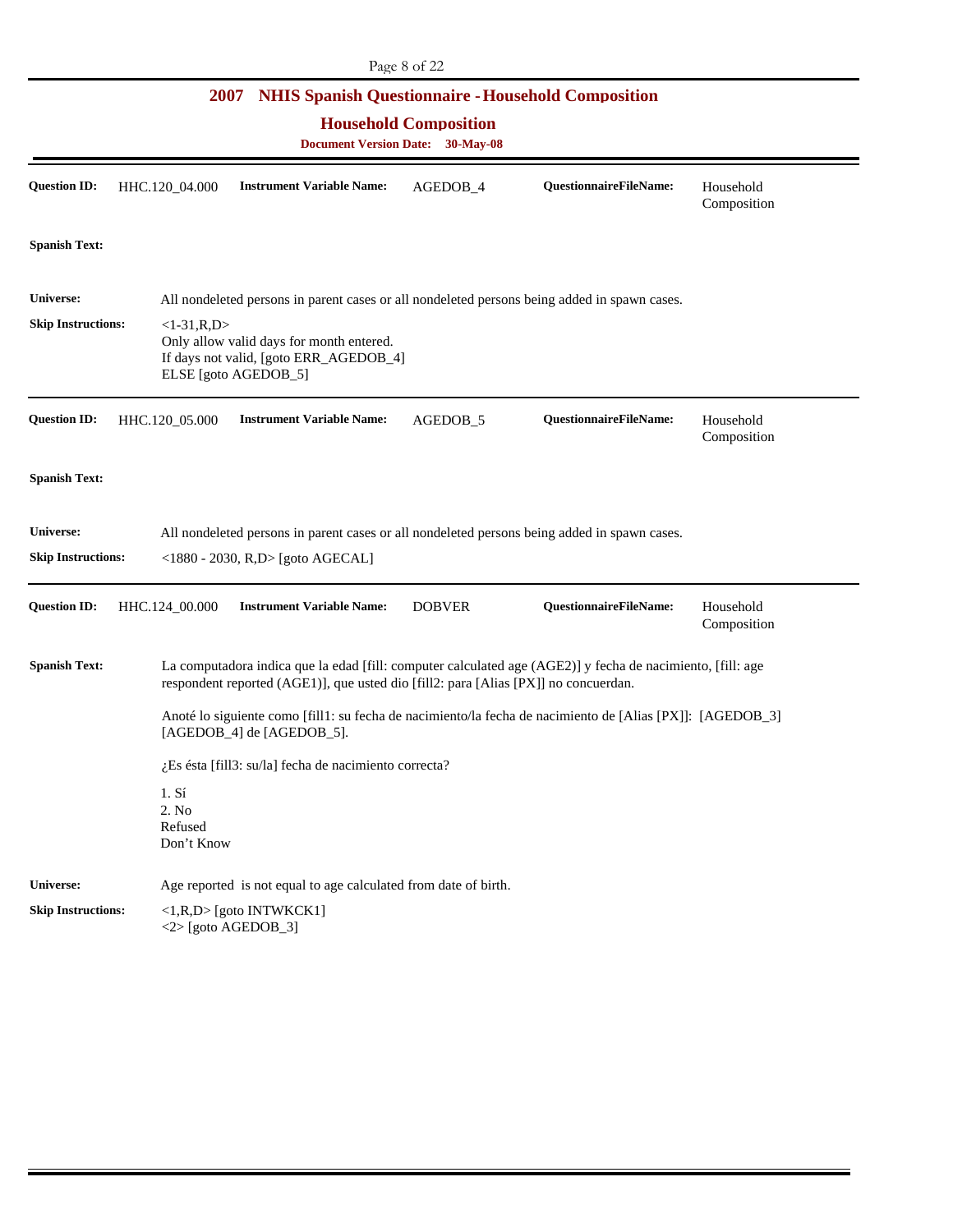## 2007 NHIS Spanish Questionnaire - Household Composition

### Household Composition

**Document Version Date: 30-May-08**

---

**Question ID:** HHC.120_04.000 **Instrument Variable Name:** AGEDOB_4 **QuestionnaireFileName:** Household Composition

**Spanish Text:**

**Universe:** All nondeleted persons in parent cases or all nondeleted persons being added in spawn cases.

**Skip Instructions:** <1-31,R,D>
Only allow valid days for month entered.
If days not valid, [goto ERR_AGEDOB_4]
ELSE [goto AGEDOB_5]

---

**Question ID:** HHC.120_05.000 **Instrument Variable Name:** AGEDOB_5 **QuestionnaireFileName:** Household Composition

**Spanish Text:**

**Universe:** All nondeleted persons in parent cases or all nondeleted persons being added in spawn cases.

**Skip Instructions:** <1880 - 2030, R,D> [goto AGECAL]

---

**Question ID:** HHC.124_00.000 **Instrument Variable Name:** DOBVER **QuestionnaireFileName:** Household Composition

**Spanish Text:** La computadora indica que la edad [fill: computer calculated age (AGE2)] y fecha de nacimiento, [fill: age respondent reported (AGE1)], que usted dio [fill2: para [Alias [PX]] no concuerdan.

Anoté lo siguiente como [fill1: su fecha de nacimiento/la fecha de nacimiento de [Alias [PX]]: [AGEDOB_3] [AGEDOB_4] de [AGEDOB_5].

¿Es ésta [fill3: su/la] fecha de nacimiento correcta?

1. Sí
2. No
Refused
Don't Know

**Universe:** Age reported is not equal to age calculated from date of birth.

**Skip Instructions:** <1,R,D> [goto INTWKCK1]
<2> [goto AGEDOB_3]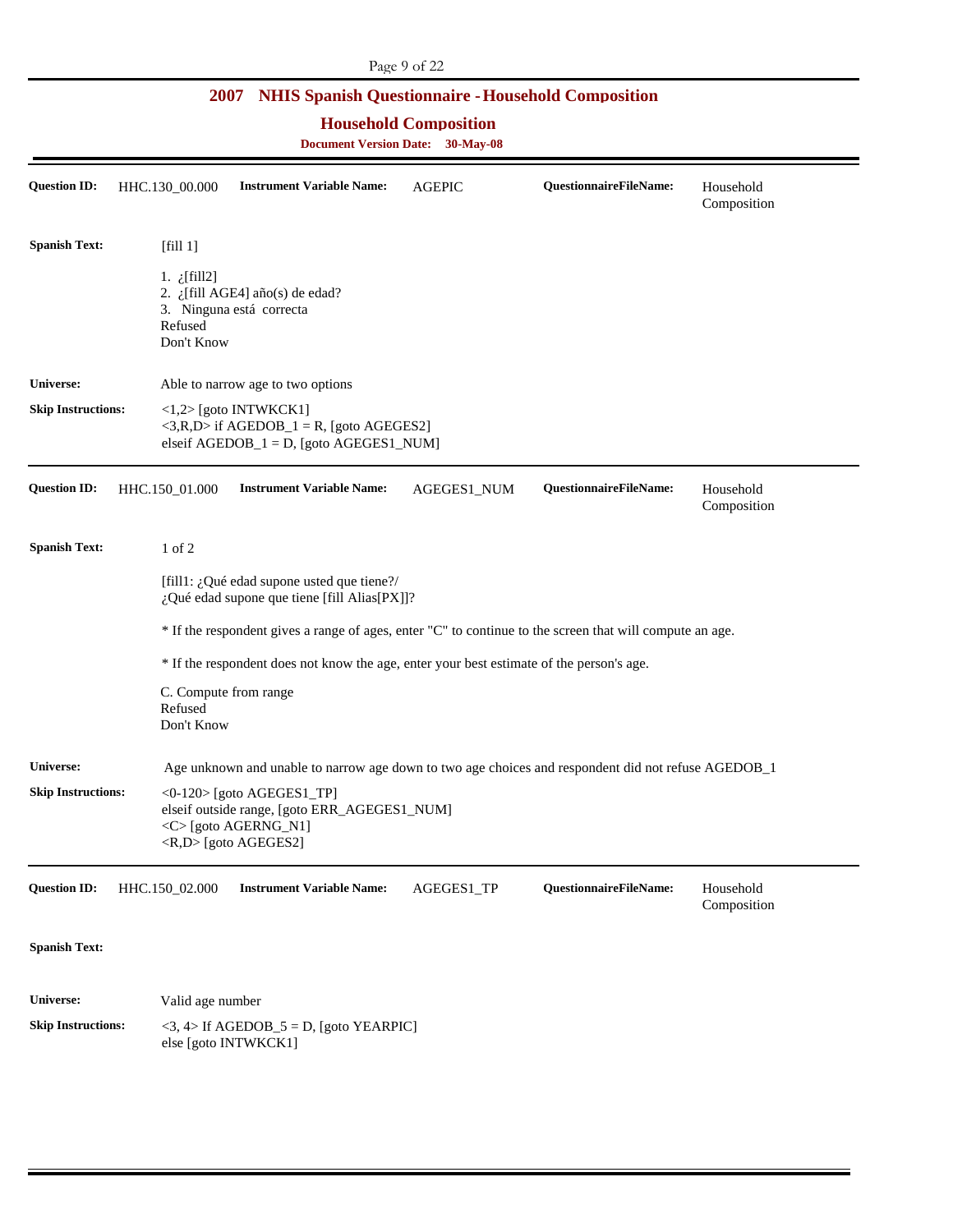# 2007 NHIS Spanish Questionnaire - Household Composition

## Household Composition

**Document Version Date: 30-May-08**

---

**Question ID:** HHC.130_00.000 **Instrument Variable Name:** AGEPIC **QuestionnaireFileName:** Household Composition

**Spanish Text:**

[fill 1]

1. ¿[fill2]
2. ¿[fill AGE4] año(s) de edad?
3. Ninguna está correcta

Refused
Don't Know

**Universe:** Able to narrow age to two options

**Skip Instructions:**
<1,2> [goto INTWKCK1]
<3,R,D> if AGEDOB_1 = R, [goto AGEGES2]
elseif AGEDOB_1 = D, [goto AGEGES1_NUM]

---

**Question ID:** HHC.150_01.000 **Instrument Variable Name:** AGEGES1_NUM **QuestionnaireFileName:** Household Composition

**Spanish Text:**

1 of 2

[fill1: ¿Qué edad supone usted que tiene?/
¿Qué edad supone que tiene [fill Alias[PX]]?

* If the respondent gives a range of ages, enter "C" to continue to the screen that will compute an age.

* If the respondent does not know the age, enter your best estimate of the person's age.

C. Compute from range
Refused
Don't Know

**Universe:** Age unknown and unable to narrow age down to two age choices and respondent did not refuse AGEDOB_1

**Skip Instructions:**
<0-120> [goto AGEGES1_TP]
elseif outside range, [goto ERR_AGEGES1_NUM]
<C> [goto AGERNG_N1]
<R,D> [goto AGEGES2]

---

**Question ID:** HHC.150_02.000 **Instrument Variable Name:** AGEGES1_TP **QuestionnaireFileName:** Household Composition

**Spanish Text:**

**Universe:** Valid age number

**Skip Instructions:**
<3, 4> If AGEDOB_5 = D, [goto YEARPIC]
else [goto INTWKCK1]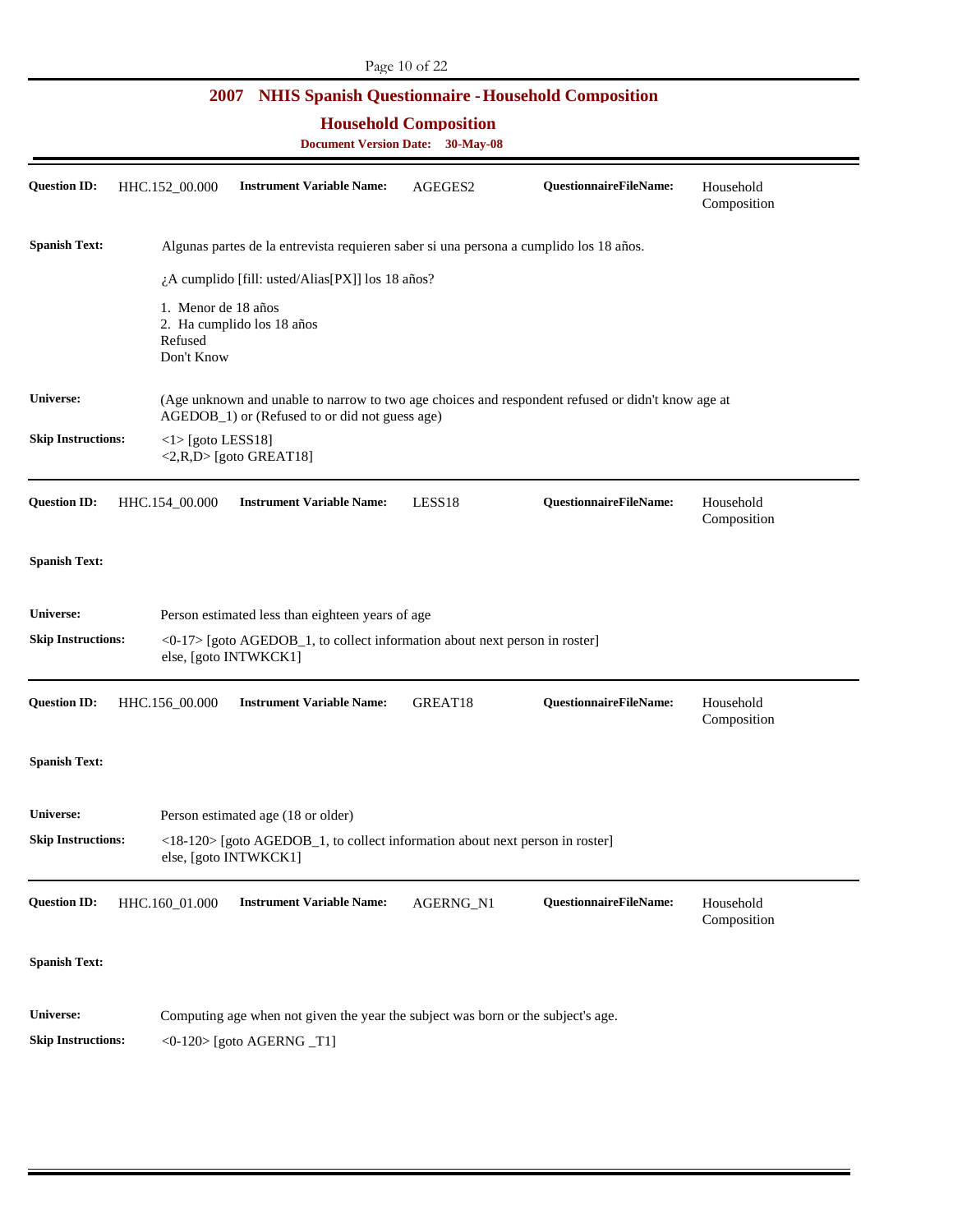# 2007 NHIS Spanish Questionnaire - Household Composition

## Household Composition

**Document Version Date: 30-May-08**

---

**Question ID:** HHC.152_00.000 **Instrument Variable Name:** AGEGES2 **QuestionnaireFileName:** Household Composition

**Spanish Text:**

Algunas partes de la entrevista requieren saber si una persona a cumplido los 18 años.

¿A cumplido [fill: usted/Alias[PX]] los 18 años?

1. Menor de 18 años
2. Ha cumplido los 18 años

Refused
Don't Know

**Universe:** (Age unknown and unable to narrow to two age choices and respondent refused or didn't know age at AGEDOB_1) or (Refused to or did not guess age)

**Skip Instructions:**
<1> [goto LESS18]
<2,R,D> [goto GREAT18]

---

**Question ID:** HHC.154_00.000 **Instrument Variable Name:** LESS18 **QuestionnaireFileName:** Household Composition

**Spanish Text:**

**Universe:** Person estimated less than eighteen years of age

**Skip Instructions:**
<0-17> [goto AGEDOB_1, to collect information about next person in roster]
else, [goto INTWKCK1]

---

**Question ID:** HHC.156_00.000 **Instrument Variable Name:** GREAT18 **QuestionnaireFileName:** Household Composition

**Spanish Text:**

**Universe:** Person estimated age (18 or older)

**Skip Instructions:**
<18-120> [goto AGEDOB_1, to collect information about next person in roster]
else, [goto INTWKCK1]

---

**Question ID:** HHC.160_01.000 **Instrument Variable Name:** AGERNG_N1 **QuestionnaireFileName:** Household Composition

**Spanish Text:**

**Universe:** Computing age when not given the year the subject was born or the subject's age.

**Skip Instructions:**
<0-120> [goto AGERNG _T1]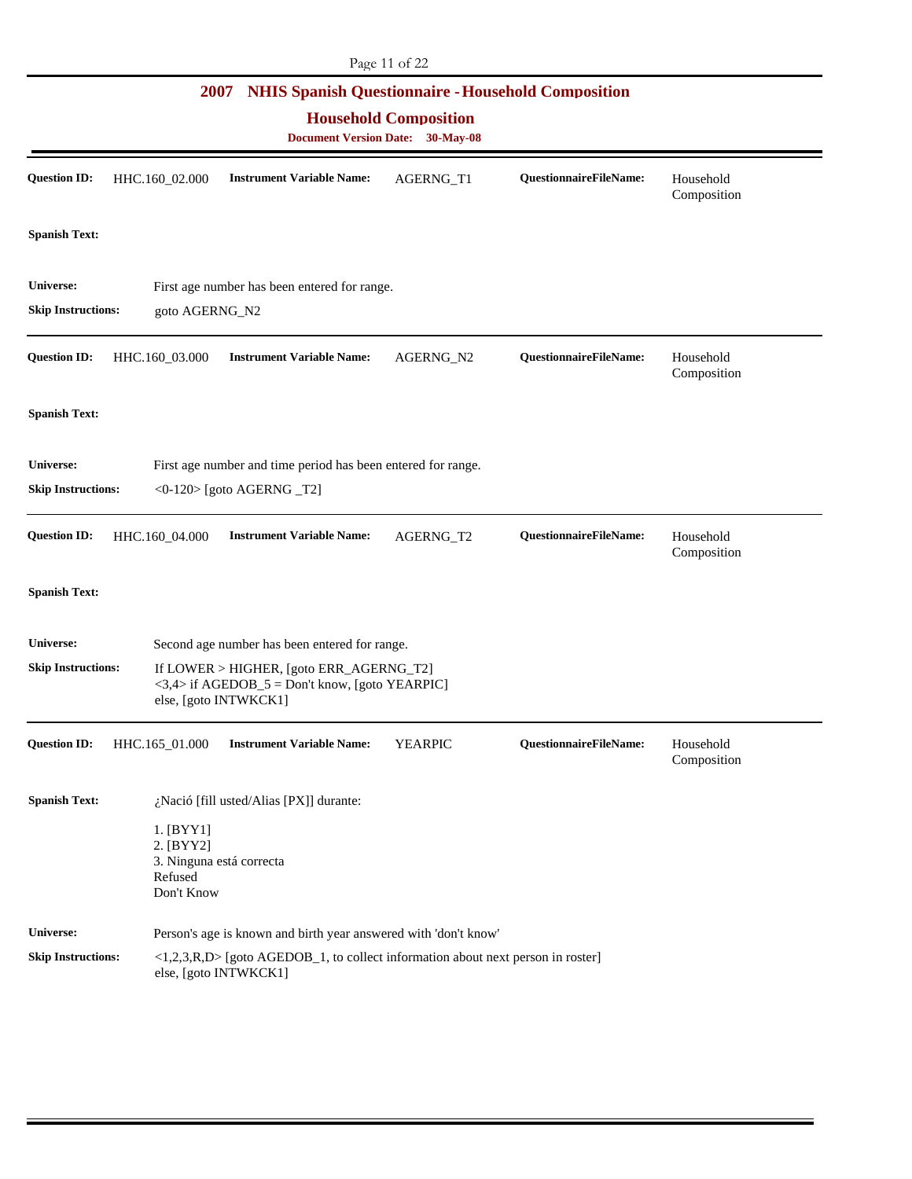# 2007 NHIS Spanish Questionnaire - Household Composition

## Household Composition

**Document Version Date: 30-May-08**

---

**Question ID:** HHC.160_02.000 **Instrument Variable Name:** AGERNG_T1 **QuestionnaireFileName:** Household Composition

**Spanish Text:**

**Universe:** First age number has been entered for range.

**Skip Instructions:** goto AGERNG_N2

---

**Question ID:** HHC.160_03.000 **Instrument Variable Name:** AGERNG_N2 **QuestionnaireFileName:** Household Composition

**Spanish Text:**

**Universe:** First age number and time period has been entered for range.

**Skip Instructions:** <0-120> [goto AGERNG _T2]

---

**Question ID:** HHC.160_04.000 **Instrument Variable Name:** AGERNG_T2 **QuestionnaireFileName:** Household Composition

**Spanish Text:**

**Universe:** Second age number has been entered for range.

**Skip Instructions:** If LOWER > HIGHER, [goto ERR_AGERNG_T2]
<3,4> if AGEDOB_5 = Don't know, [goto YEARPIC]
else, [goto INTWKCK1]

---

**Question ID:** HHC.165_01.000 **Instrument Variable Name:** YEARPIC **QuestionnaireFileName:** Household Composition

**Spanish Text:** ¿Nació [fill usted/Alias [PX]] durante:

1. [BYY1]
2. [BYY2]
3. Ninguna está correcta

Refused
Don't Know

**Universe:** Person's age is known and birth year answered with 'don't know'

**Skip Instructions:** <1,2,3,R,D> [goto AGEDOB_1, to collect information about next person in roster]
else, [goto INTWKCK1]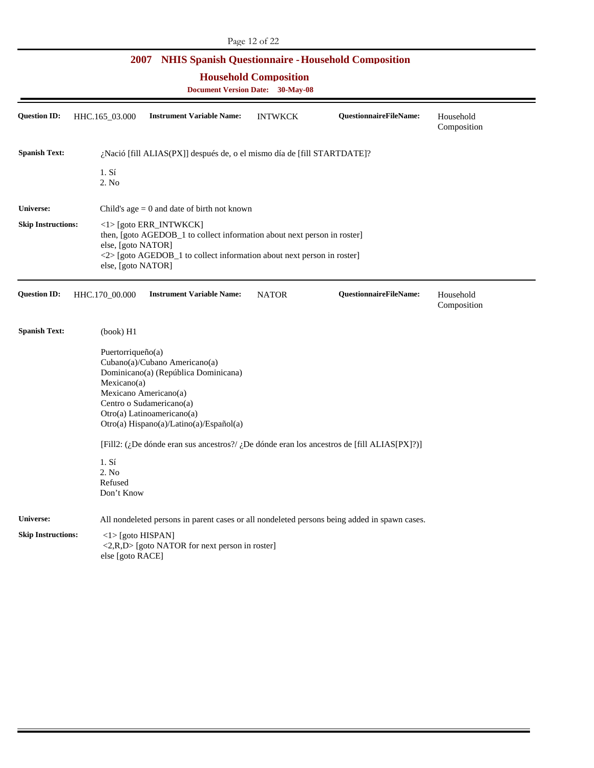**Question ID:** HHC.165_03.000 **Instrument Variable Name:** INTWKCK **QuestionnaireFileName:** Household Composition

**Spanish Text:** ¿Nació [fill ALIAS(PX)] después de, o el mismo día de [fill STARTDATE]?

1. Sí
2. No

**Universe:** Child's age = 0 and date of birth not known

**Skip Instructions:**
<1> [goto ERR_INTWKCK]
then, [goto AGEDOB_1 to collect information about next person in roster]
else, [goto NATOR]
<2> [goto AGEDOB_1 to collect information about next person in roster]
else, [goto NATOR]

---

**Question ID:** HHC.170_00.000 **Instrument Variable Name:** NATOR **QuestionnaireFileName:** Household Composition

**Spanish Text:** (book) H1

Puertorriqueño(a)
Cubano(a)/Cubano Americano(a)
Dominicano(a) (República Dominicana)
Mexicano(a)
Mexicano Americano(a)
Centro o Sudamericano(a)
Otro(a) Latinoamericano(a)
Otro(a) Hispano(a)/Latino(a)/Español(a)

[Fill2: (¿De dónde eran sus ancestros?/ ¿De dónde eran los ancestros de [fill ALIAS[PX]?)]

1. Sí
2. No
Refused
Don't Know

**Universe:** All nondeleted persons in parent cases or all nondeleted persons being added in spawn cases.

**Skip Instructions:**
<1> [goto HISPAN]
<2,R,D> [goto NATOR for next person in roster]
else [goto RACE]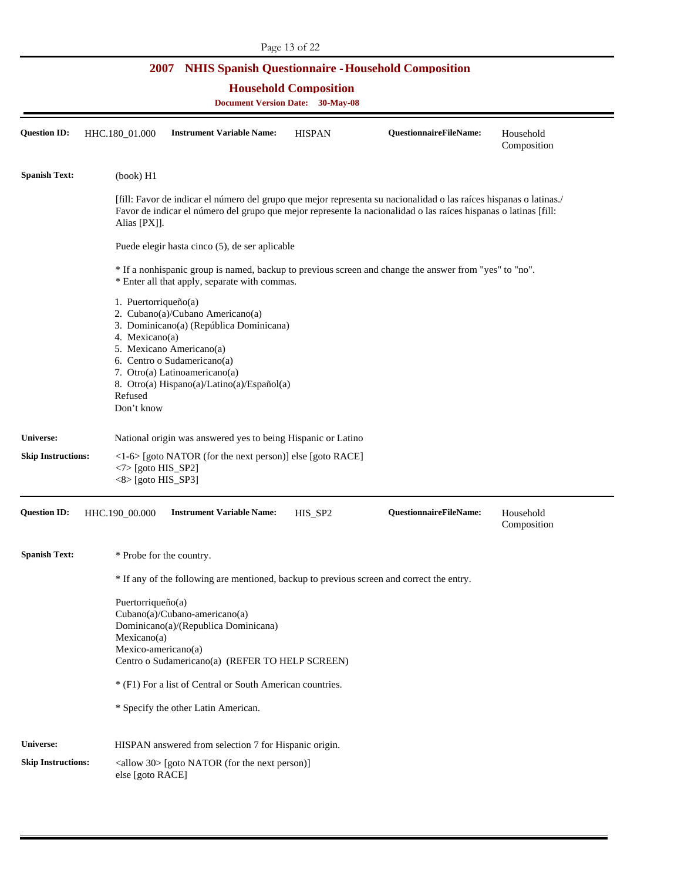## 2007 NHIS Spanish Questionnaire - Household Composition

### Household Composition

**Document Version Date: 30-May-08**

---

**Question ID:** HHC.180_01.000 **Instrument Variable Name:** HISPAN **QuestionnaireFileName:** Household Composition

**Spanish Text:**

(book) H1

[fill: Favor de indicar el número del grupo que mejor representa su nacionalidad o las raíces hispanas o latinas./ Favor de indicar el número del grupo que mejor represente la nacionalidad o las raíces hispanas o latinas [fill: Alias [PX]].

Puede elegir hasta cinco (5), de ser aplicable

* If a nonhispanic group is named, backup to previous screen and change the answer from "yes" to "no".
* Enter all that apply, separate with commas.

1. Puertorriqueño(a)
2. Cubano(a)/Cubano Americano(a)
3. Dominicano(a) (República Dominicana)
4. Mexicano(a)
5. Mexicano Americano(a)
6. Centro o Sudamericano(a)
7. Otro(a) Latinoamericano(a)
8. Otro(a) Hispano(a)/Latino(a)/Español(a)

Refused
Don't know

**Universe:** National origin was answered yes to being Hispanic or Latino

**Skip Instructions:**
<1-6> [goto NATOR (for the next person)] else [goto RACE]
<7> [goto HIS_SP2]
<8> [goto HIS_SP3]

---

**Question ID:** HHC.190_00.000 **Instrument Variable Name:** HIS_SP2 **QuestionnaireFileName:** Household Composition

**Spanish Text:**

* Probe for the country.

* If any of the following are mentioned, backup to previous screen and correct the entry.

Puertorriqueño(a)
Cubano(a)/Cubano-americano(a)
Dominicano(a)/(Republica Dominicana)
Mexicano(a)
Mexico-americano(a)
Centro o Sudamericano(a) (REFER TO HELP SCREEN)

* (F1) For a list of Central or South American countries.

* Specify the other Latin American.

**Universe:** HISPAN answered from selection 7 for Hispanic origin.

**Skip Instructions:**
<allow 30> [goto NATOR (for the next person)]
else [goto RACE]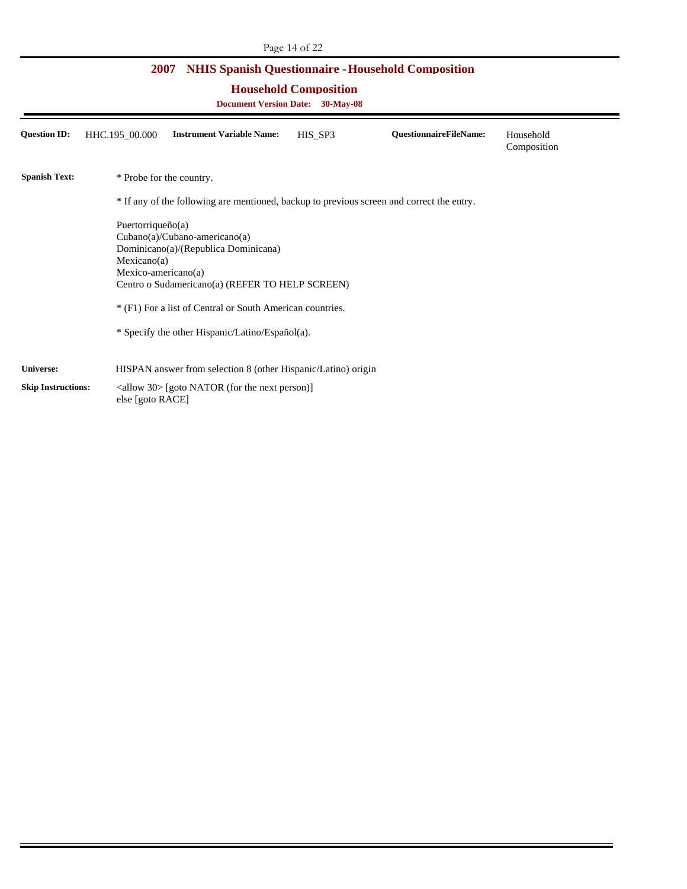## 2007 NHIS Spanish Questionnaire - Household Composition

### Household Composition

**Document Version Date: 30-May-08**

**Question ID:** HHC.195_00.000 **Instrument Variable Name:** HIS_SP3 **QuestionnaireFileName:** Household Composition

**Spanish Text:**

* Probe for the country.

* If any of the following are mentioned, backup to previous screen and correct the entry.

Puertorriqueño(a)
Cubano(a)/Cubano-americano(a)
Dominicano(a)/(Republica Dominicana)
Mexicano(a)
Mexico-americano(a)
Centro o Sudamericano(a) (REFER TO HELP SCREEN)

* (F1) For a list of Central or South American countries.

* Specify the other Hispanic/Latino/Español(a).

**Universe:** HISPAN answer from selection 8 (other Hispanic/Latino) origin

**Skip Instructions:** <allow 30> [goto NATOR (for the next person)]
else [goto RACE]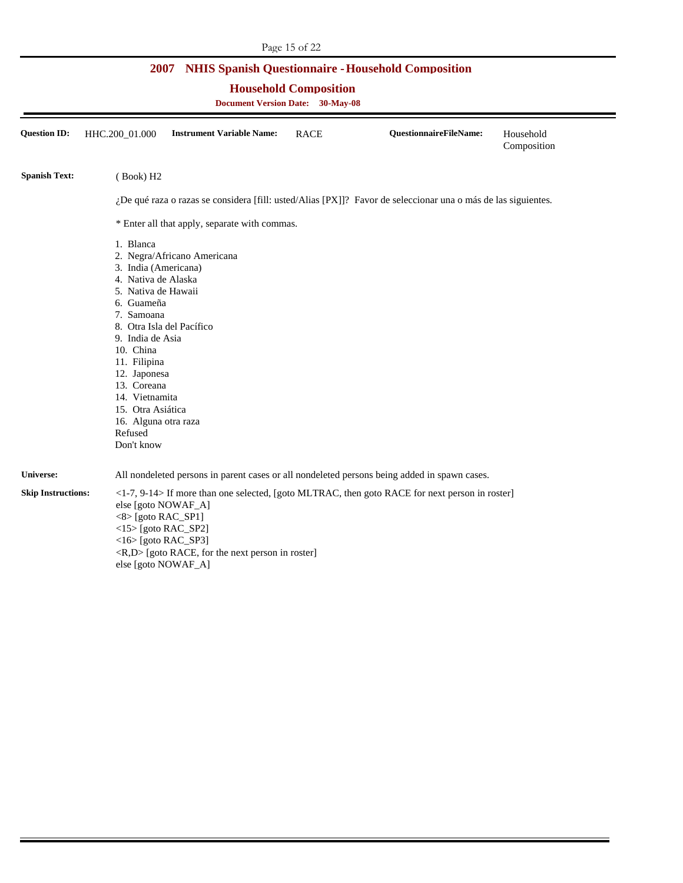## 2007 NHIS Spanish Questionnaire - Household Composition

### Household Composition

**Document Version Date: 30-May-08**

**Question ID:** HHC.200_01.000 **Instrument Variable Name:** RACE **QuestionnaireFileName:** Household Composition

**Spanish Text:** ( Book) H2

¿De qué raza o razas se considera [fill: usted/Alias [PX]]? Favor de seleccionar una o más de las siguientes.

* Enter all that apply, separate with commas.

1. Blanca
2. Negra/Africano Americana
3. India (Americana)
4. Nativa de Alaska
5. Nativa de Hawaii
6. Guameña
7. Samoana
8. Otra Isla del Pacífico
9. India de Asia
10. China
11. Filipina
12. Japonesa
13. Coreana
14. Vietnamita
15. Otra Asiática
16. Alguna otra raza

Refused
Don't know

**Universe:** All nondeleted persons in parent cases or all nondeleted persons being added in spawn cases.

**Skip Instructions:** <1-7, 9-14> If more than one selected, [goto MLTRAC, then goto RACE for next person in roster]
else [goto NOWAF_A]
<8> [goto RAC_SP1]
<15> [goto RAC_SP2]
<16> [goto RAC_SP3]
<R,D> [goto RACE, for the next person in roster]
else [goto NOWAF_A]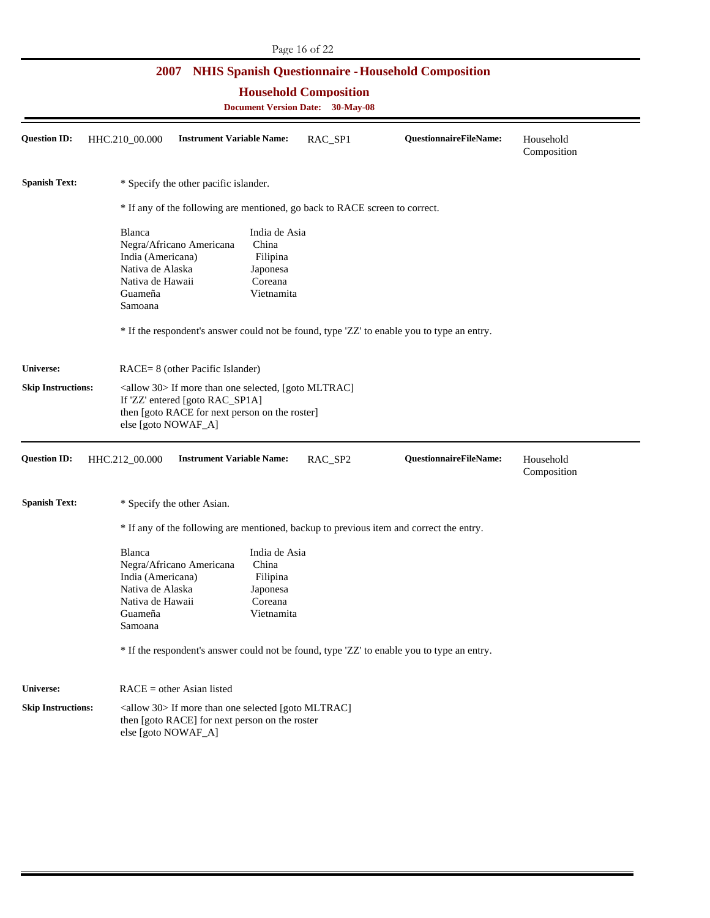## 2007 NHIS Spanish Questionnaire - Household Composition

### Household Composition

**Document Version Date:** 30-May-08

---

**Question ID:** HHC.210_00.000 **Instrument Variable Name:** RAC_SP1 **QuestionnaireFileName:** Household Composition

**Spanish Text:**

* Specify the other pacific islander.

* If any of the following are mentioned, go back to RACE screen to correct.

| | |
|---|---|
| Blanca | India de Asia |
| Negra/Africano Americana | China |
| India (Americana) | Filipina |
| Nativa de Alaska | Japonesa |
| Nativa de Hawaii | Coreana |
| Guameña | Vietnamita |
| Samoana | |

* If the respondent's answer could not be found, type 'ZZ' to enable you to type an entry.

**Universe:** RACE= 8 (other Pacific Islander)

**Skip Instructions:** <allow 30> If more than one selected, [goto MLTRAC]
If 'ZZ' entered [goto RAC_SP1A]
then [goto RACE for next person on the roster]
else [goto NOWAF_A]

---

**Question ID:** HHC.212_00.000 **Instrument Variable Name:** RAC_SP2 **QuestionnaireFileName:** Household Composition

**Spanish Text:**

* Specify the other Asian.

* If any of the following are mentioned, backup to previous item and correct the entry.

| | |
|---|---|
| Blanca | India de Asia |
| Negra/Africano Americana | China |
| India (Americana) | Filipina |
| Nativa de Alaska | Japonesa |
| Nativa de Hawaii | Coreana |
| Guameña | Vietnamita |
| Samoana | |

* If the respondent's answer could not be found, type 'ZZ' to enable you to type an entry.

**Universe:** RACE = other Asian listed

**Skip Instructions:** <allow 30> If more than one selected [goto MLTRAC]
then [goto RACE] for next person on the roster
else [goto NOWAF_A]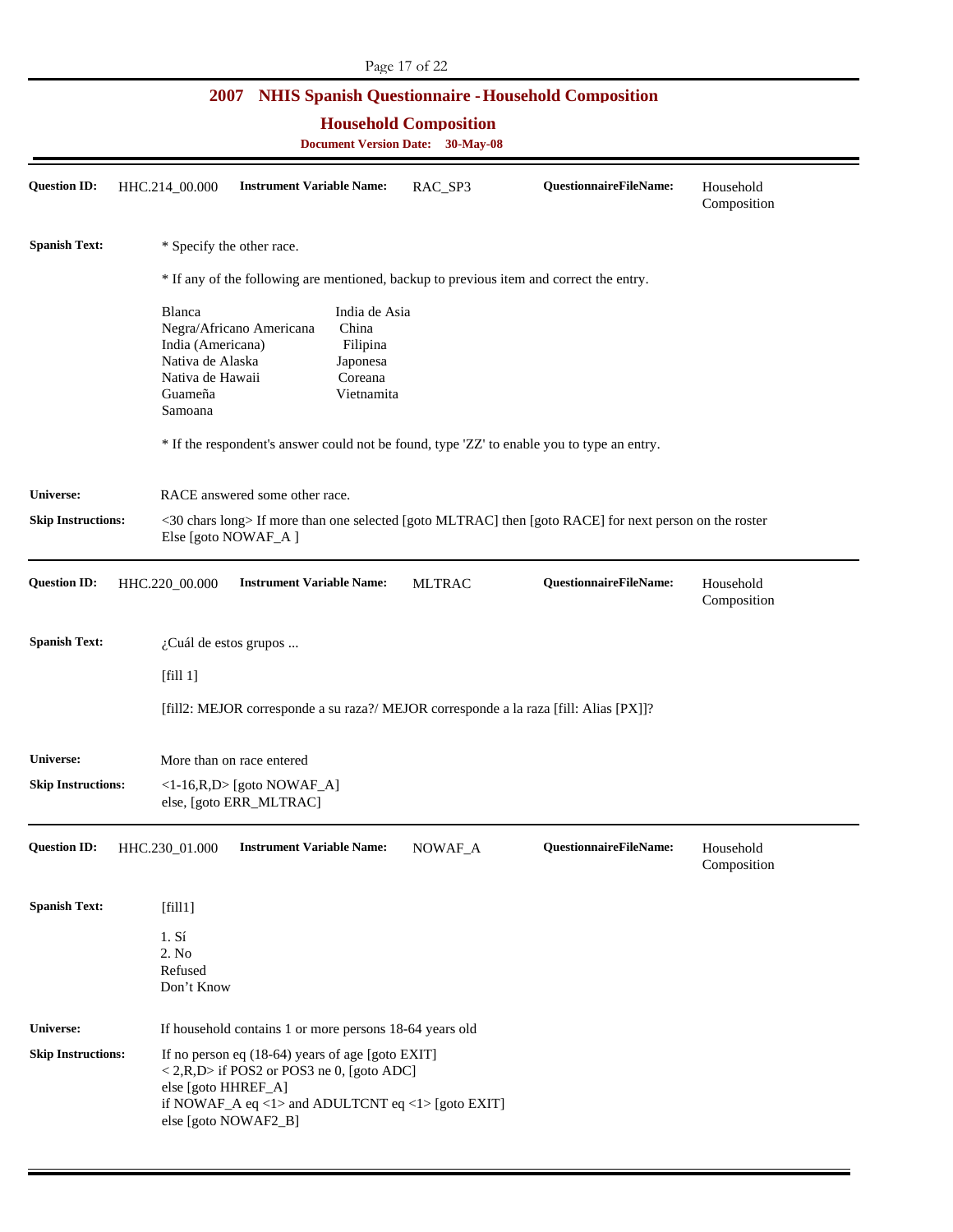# 2007 NHIS Spanish Questionnaire - Household Composition

## Household Composition

**Document Version Date: 30-May-08**

---

**Question ID:** HHC.214_00.000 **Instrument Variable Name:** RAC_SP3 **QuestionnaireFileName:** Household Composition

**Spanish Text:**

* Specify the other race.

* If any of the following are mentioned, backup to previous item and correct the entry.

| | |
|---|---|
| Blanca | India de Asia |
| Negra/Africano Americana | China |
| India (Americana) | Filipina |
| Nativa de Alaska | Japonesa |
| Nativa de Hawaii | Coreana |
| Guameña | Vietnamita |
| Samoana | |

* If the respondent's answer could not be found, type 'ZZ' to enable you to type an entry.

**Universe:** RACE answered some other race.

**Skip Instructions:** <30 chars long> If more than one selected [goto MLTRAC] then [goto RACE] for next person on the roster
Else [goto NOWAF_A ]

---

**Question ID:** HHC.220_00.000 **Instrument Variable Name:** MLTRAC **QuestionnaireFileName:** Household Composition

**Spanish Text:**

¿Cuál de estos grupos ...

[fill 1]

[fill2: MEJOR corresponde a su raza?/ MEJOR corresponde a la raza [fill: Alias [PX]]?

**Universe:** More than on race entered

**Skip Instructions:** <1-16,R,D> [goto NOWAF_A]
else, [goto ERR_MLTRAC]

---

**Question ID:** HHC.230_01.000 **Instrument Variable Name:** NOWAF_A **QuestionnaireFileName:** Household Composition

**Spanish Text:**

[fill1]

1. Sí
2. No
Refused
Don't Know

**Universe:** If household contains 1 or more persons 18-64 years old

**Skip Instructions:** If no person eq (18-64) years of age [goto EXIT]
< 2,R,D> if POS2 or POS3 ne 0, [goto ADC]
else [goto HHREF_A]
if NOWAF_A eq <1> and ADULTCNT eq <1> [goto EXIT]
else [goto NOWAF2_B]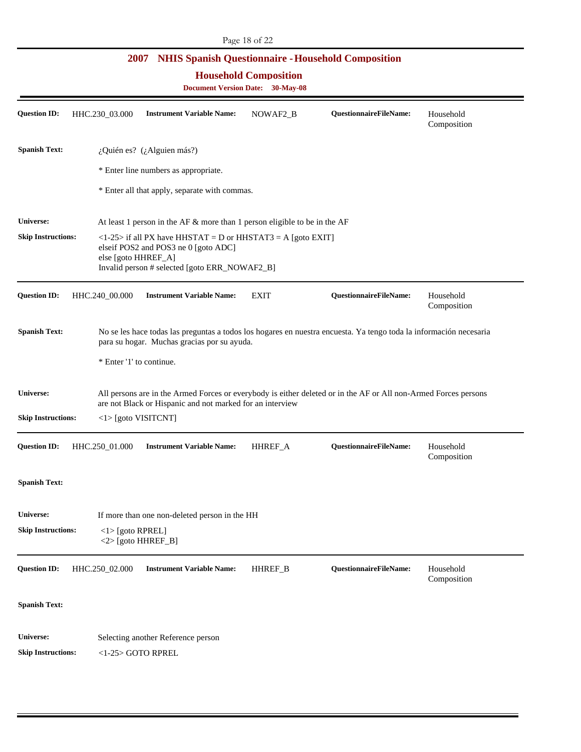## 2007 NHIS Spanish Questionnaire - Household Composition

### Household Composition

**Document Version Date: 30-May-08**

---

**Question ID:** HHC.230_03.000 **Instrument Variable Name:** NOWAF2_B **QuestionnaireFileName:** Household Composition

**Spanish Text:**

¿Quién es? (¿Alguien más?)

* Enter line numbers as appropriate.

* Enter all that apply, separate with commas.

**Universe:** At least 1 person in the AF & more than 1 person eligible to be in the AF

**Skip Instructions:**
<1-25> if all PX have HHSTAT = D or HHSTAT3 = A [goto EXIT]
elseif POS2 and POS3 ne 0 [goto ADC]
else [goto HHREF_A]
Invalid person # selected [goto ERR_NOWAF2_B]

---

**Question ID:** HHC.240_00.000 **Instrument Variable Name:** EXIT **QuestionnaireFileName:** Household Composition

**Spanish Text:**

No se les hace todas las preguntas a todos los hogares en nuestra encuesta. Ya tengo toda la información necesaria para su hogar. Muchas gracias por su ayuda.

* Enter '1' to continue.

**Universe:** All persons are in the Armed Forces or everybody is either deleted or in the AF or All non-Armed Forces persons are not Black or Hispanic and not marked for an interview

**Skip Instructions:** <1> [goto VISITCNT]

---

**Question ID:** HHC.250_01.000 **Instrument Variable Name:** HHREF_A **QuestionnaireFileName:** Household Composition

**Spanish Text:**

**Universe:** If more than one non-deleted person in the HH

**Skip Instructions:**
<1> [goto RPREL]
<2> [goto HHREF_B]

---

**Question ID:** HHC.250_02.000 **Instrument Variable Name:** HHREF_B **QuestionnaireFileName:** Household Composition

**Spanish Text:**

**Universe:** Selecting another Reference person

**Skip Instructions:** <1-25> GOTO RPREL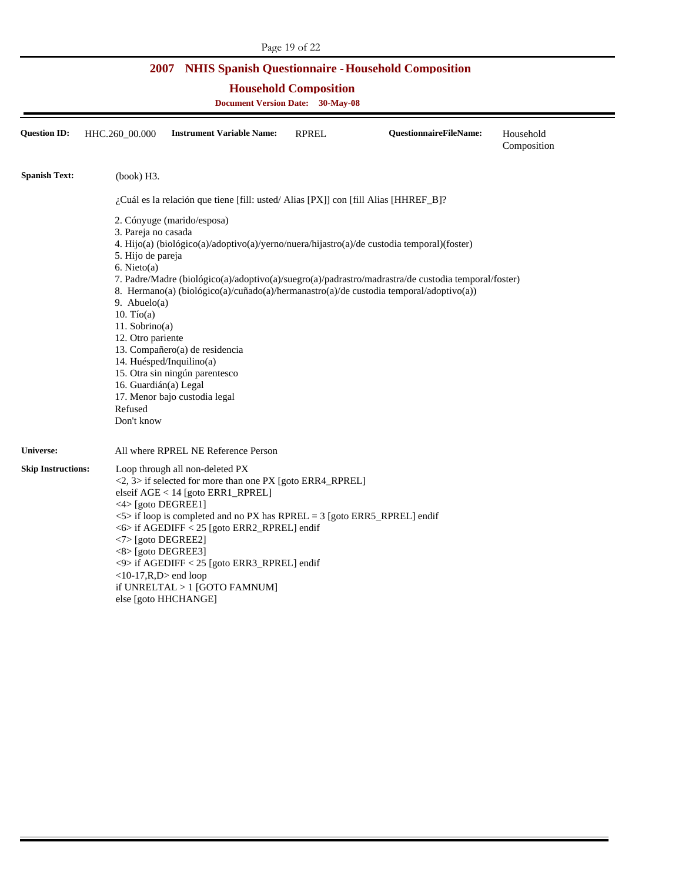## 2007 NHIS Spanish Questionnaire - Household Composition

### Household Composition

**Document Version Date: 30-May-08**

**Question ID:** HHC.260_00.000 **Instrument Variable Name:** RPREL **QuestionnaireFileName:** Household Composition

**Spanish Text:**

(book) H3.

¿Cuál es la relación que tiene [fill: usted/ Alias [PX]] con [fill Alias [HHREF_B]?

2. Cónyuge (marido/esposa)
3. Pareja no casada
4. Hijo(a) (biológico(a)/adoptivo(a)/yerno/nuera/hijastro(a)/de custodia temporal)(foster)
5. Hijo de pareja
6. Nieto(a)
7. Padre/Madre (biológico(a)/adoptivo(a)/suegro(a)/padrastro/madrastra/de custodia temporal/foster)
8. Hermano(a) (biológico(a)/cuñado(a)/hermanastro(a)/de custodia temporal/adoptivo(a))
9. Abuelo(a)
10. Tío(a)
11. Sobrino(a)
12. Otro pariente
13. Compañero(a) de residencia
14. Huésped/Inquilino(a)
15. Otra sin ningún parentesco
16. Guardián(a) Legal
17. Menor bajo custodia legal

Refused
Don't know

**Universe:** All where RPREL NE Reference Person

**Skip Instructions:**

Loop through all non-deleted PX
<2, 3> if selected for more than one PX [goto ERR4_RPREL]
elseif AGE < 14 [goto ERR1_RPREL]
<4> [goto DEGREE1]
<5> if loop is completed and no PX has RPREL = 3 [goto ERR5_RPREL] endif
<6> if AGEDIFF < 25 [goto ERR2_RPREL] endif
<7> [goto DEGREE2]
<8> [goto DEGREE3]
<9> if AGEDIFF < 25 [goto ERR3_RPREL] endif
<10-17,R,D> end loop
if UNRELTAL > 1 [GOTO FAMNUM]
else [goto HHCHANGE]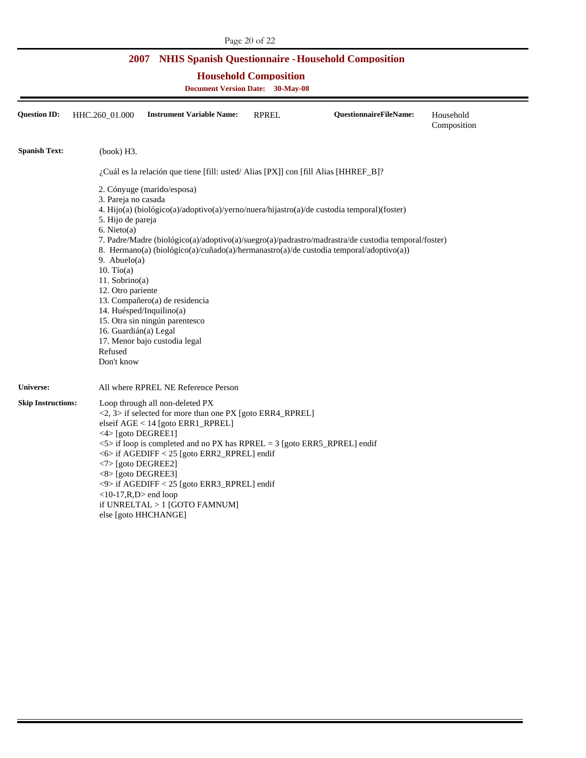## 2007 NHIS Spanish Questionnaire - Household Composition

### Household Composition

**Document Version Date: 30-May-08**

**Question ID:** HHC.260_01.000 **Instrument Variable Name:** RPREL **QuestionnaireFileName:** Household Composition

**Spanish Text:** (book) H3.

¿Cuál es la relación que tiene [fill: usted/ Alias [PX]] con [fill Alias [HHREF_B]?

2. Cónyuge (marido/esposa)
3. Pareja no casada
4. Hijo(a) (biológico(a)/adoptivo(a)/yerno/nuera/hijastro(a)/de custodia temporal)(foster)
5. Hijo de pareja
6. Nieto(a)
7. Padre/Madre (biológico(a)/adoptivo(a)/suegro(a)/padrastro/madrastra/de custodia temporal/foster)
8. Hermano(a) (biológico(a)/cuñado(a)/hermanastro(a)/de custodia temporal/adoptivo(a))
9. Abuelo(a)
10. Tío(a)
11. Sobrino(a)
12. Otro pariente
13. Compañero(a) de residencia
14. Huésped/Inquilino(a)
15. Otra sin ningún parentesco
16. Guardián(a) Legal
17. Menor bajo custodia legal

Refused
Don't know

**Universe:** All where RPREL NE Reference Person

**Skip Instructions:**
Loop through all non-deleted PX
<2, 3> if selected for more than one PX [goto ERR4_RPREL]
elseif AGE < 14 [goto ERR1_RPREL]
<4> [goto DEGREE1]
<5> if loop is completed and no PX has RPREL = 3 [goto ERR5_RPREL] endif
<6> if AGEDIFF < 25 [goto ERR2_RPREL] endif
<7> [goto DEGREE2]
<8> [goto DEGREE3]
<9> if AGEDIFF < 25 [goto ERR3_RPREL] endif
<10-17,R,D> end loop
if UNRELTAL > 1 [GOTO FAMNUM]
else [goto HHCHANGE]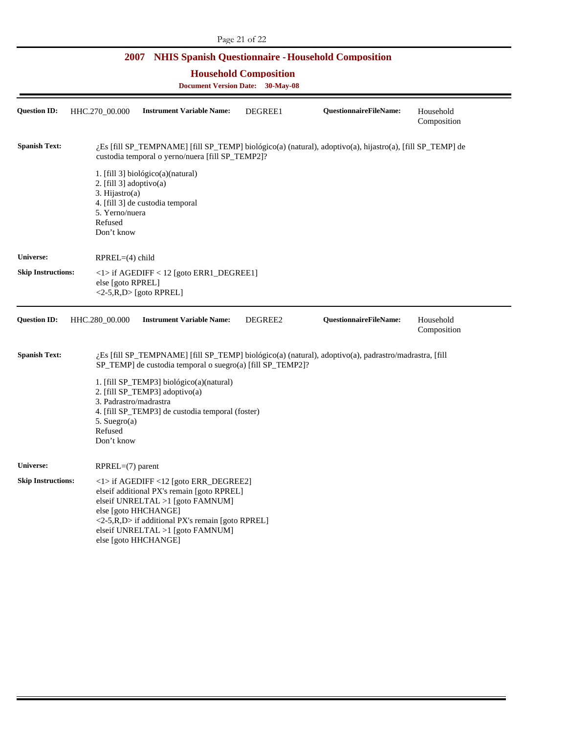## 2007 NHIS Spanish Questionnaire - Household Composition

### Household Composition

**Document Version Date: 30-May-08**

---

**Question ID:** HHC.270_00.000 **Instrument Variable Name:** DEGREE1 **QuestionnaireFileName:** Household Composition

**Spanish Text:** ¿Es [fill SP_TEMPNAME] [fill SP_TEMP] biológico(a) (natural), adoptivo(a), hijastro(a), [fill SP_TEMP] de custodia temporal o yerno/nuera [fill SP_TEMP2]?

1. [fill 3] biológico(a)(natural)
2. [fill 3] adoptivo(a)
3. Hijastro(a)
4. [fill 3] de custodia temporal
5. Yerno/nuera

Refused
Don't know

**Universe:** RPREL=(4) child

**Skip Instructions:**
<1> if AGEDIFF < 12 [goto ERR1_DEGREE1]
else [goto RPREL]
<2-5,R,D> [goto RPREL]

---

**Question ID:** HHC.280_00.000 **Instrument Variable Name:** DEGREE2 **QuestionnaireFileName:** Household Composition

**Spanish Text:** ¿Es [fill SP_TEMPNAME] [fill SP_TEMP] biológico(a) (natural), adoptivo(a), padrastro/madrastra, [fill SP_TEMP] de custodia temporal o suegro(a) [fill SP_TEMP2]?

1. [fill SP_TEMP3] biológico(a)(natural)
2. [fill SP_TEMP3] adoptivo(a)
3. Padrastro/madrastra
4. [fill SP_TEMP3] de custodia temporal (foster)
5. Suegro(a)

Refused
Don't know

**Universe:** RPREL=(7) parent

**Skip Instructions:**
<1> if AGEDIFF <12 [goto ERR_DEGREE2]
elseif additional PX's remain [goto RPREL]
elseif UNRELTAL >1 [goto FAMNUM]
else [goto HHCHANGE]
<2-5,R,D> if additional PX's remain [goto RPREL]
elseif UNRELTAL >1 [goto FAMNUM]
else [goto HHCHANGE]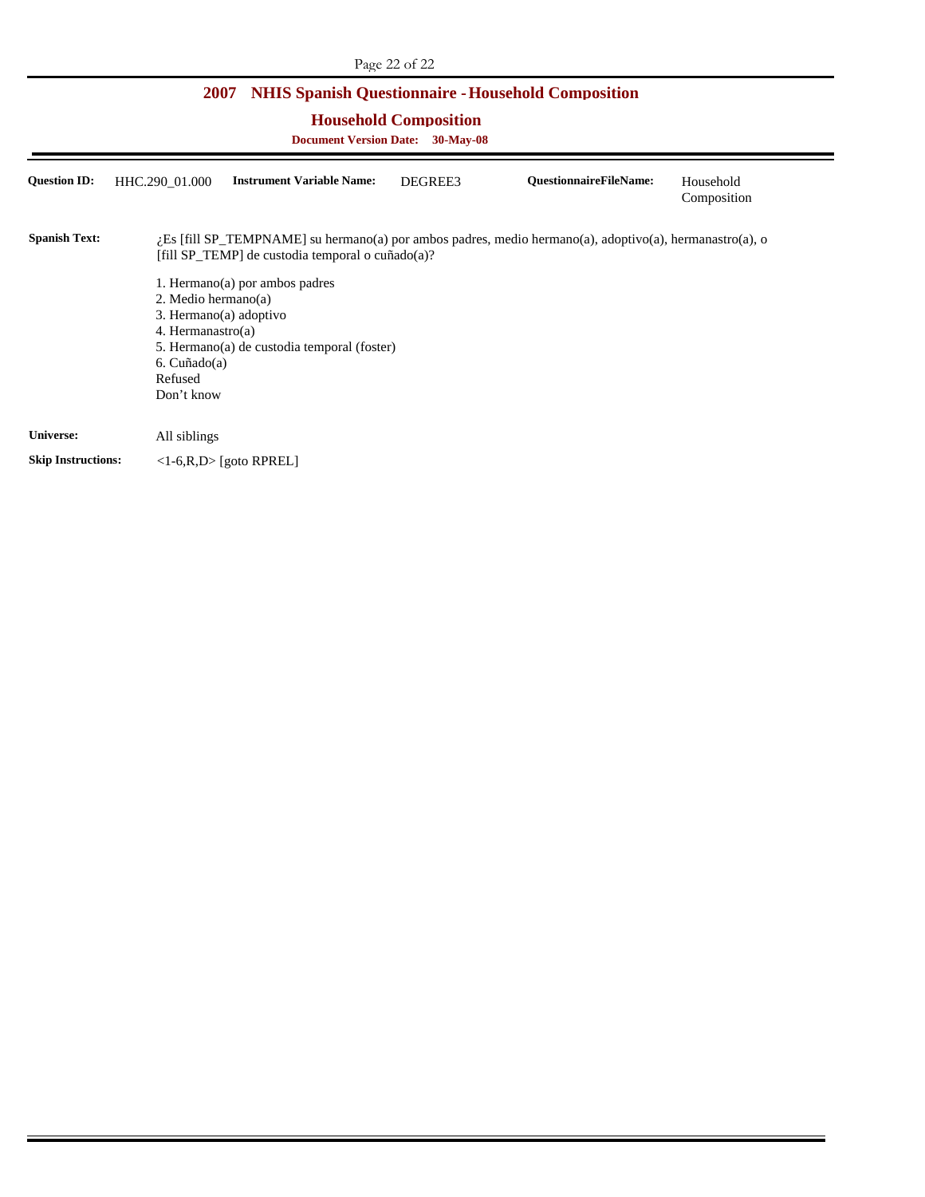# 2007 NHIS Spanish Questionnaire - Household Composition

## Household Composition

**Document Version Date: 30-May-08**

| | | | | | |
|---|---|---|---|---|---|
| **Question ID:** | HHC.290_01.000 | **Instrument Variable Name:** | DEGREE3 | **QuestionnaireFileName:** | Household Composition |

**Spanish Text:** ¿Es [fill SP_TEMPNAME] su hermano(a) por ambos padres, medio hermano(a), adoptivo(a), hermanastro(a), o [fill SP_TEMP] de custodia temporal o cuñado(a)?

1. Hermano(a) por ambos padres
2. Medio hermano(a)
3. Hermano(a) adoptivo
4. Hermanastro(a)
5. Hermano(a) de custodia temporal (foster)
6. Cuñado(a)

Refused
Don't know

**Universe:** All siblings

**Skip Instructions:** <1-6,R,D> [goto RPREL]